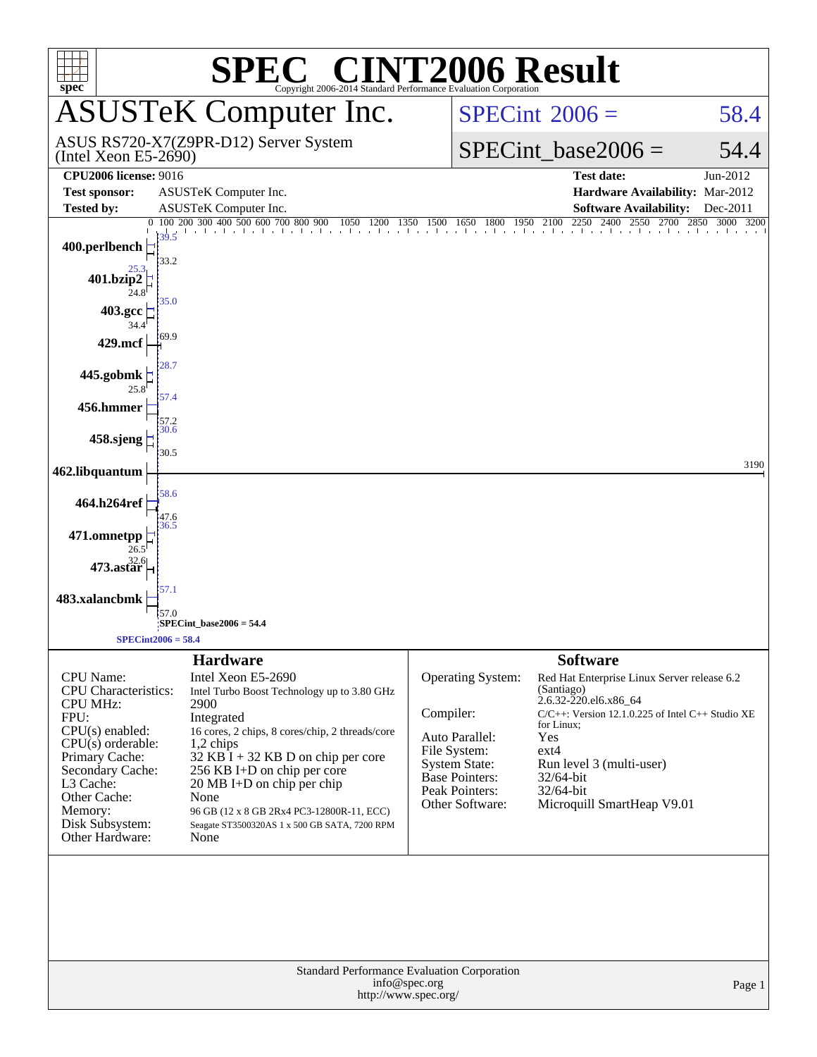# SPEC® CINT2006 Result

Copyright 2006-2014 Standard Performance Evaluation Corporation

## ASUSTeK Computer Inc.

ASUS RS720-X7(Z9PR-D12) Server System (Intel Xeon E5-2690)

SPECint® 2006 = 58.4

SPECint_base2006 = 54.4

| | | | |
|---|---|---|---|
| **CPU2006 license:** 9016 | | **Test date:** | Jun-2012 |
| **Test sponsor:** | ASUSTeK Computer Inc. | **Hardware Availability:** | Mar-2012 |
| **Tested by:** | ASUSTeK Computer Inc. | **Software Availability:** | Dec-2011 |

0 100 200 300 400 500 600 700 800 900 1050 1200 1350 1500 1650 1800 1950 2100 2250 2400 2550 2700 2850 3000 3200

400.perlbench 39.5 33.2

401.bzip2 25.3 24.8

403.gcc 35.0 34.4

429.mcf 69.9

445.gobmk 28.7 25.8

456.hmmer 57.4 57.2

458.sjeng 30.6 30.5

462.libquantum 3190

464.h264ref 58.6 47.6

471.omnetpp 36.5 26.5

473.astar 32.6

483.xalancbmk 57.1 57.0

SPECint_base2006 = 54.4

SPECint2006 = 58.4

### Hardware

| | |
|---|---|
| CPU Name: | Intel Xeon E5-2690 |
| CPU Characteristics: | Intel Turbo Boost Technology up to 3.80 GHz |
| CPU MHz: | 2900 |
| FPU: | Integrated |
| CPU(s) enabled: | 16 cores, 2 chips, 8 cores/chip, 2 threads/core |
| CPU(s) orderable: | 1,2 chips |
| Primary Cache: | 32 KB I + 32 KB D on chip per core |
| Secondary Cache: | 256 KB I+D on chip per core |
| L3 Cache: | 20 MB I+D on chip per chip |
| Other Cache: | None |
| Memory: | 96 GB (12 x 8 GB 2Rx4 PC3-12800R-11, ECC) |
| Disk Subsystem: | Seagate ST3500320AS 1 x 500 GB SATA, 7200 RPM |
| Other Hardware: | None |

### Software

| | |
|---|---|
| Operating System: | Red Hat Enterprise Linux Server release 6.2 (Santiago) 2.6.32-220.el6.x86_64 |
| Compiler: | C/C++: Version 12.1.0.225 of Intel C++ Studio XE for Linux; |
| Auto Parallel: | Yes |
| File System: | ext4 |
| System State: | Run level 3 (multi-user) |
| Base Pointers: | 32/64-bit |
| Peak Pointers: | 32/64-bit |
| Other Software: | Microquill SmartHeap V9.01 |

Standard Performance Evaluation Corporation
info@spec.org
http://www.spec.org/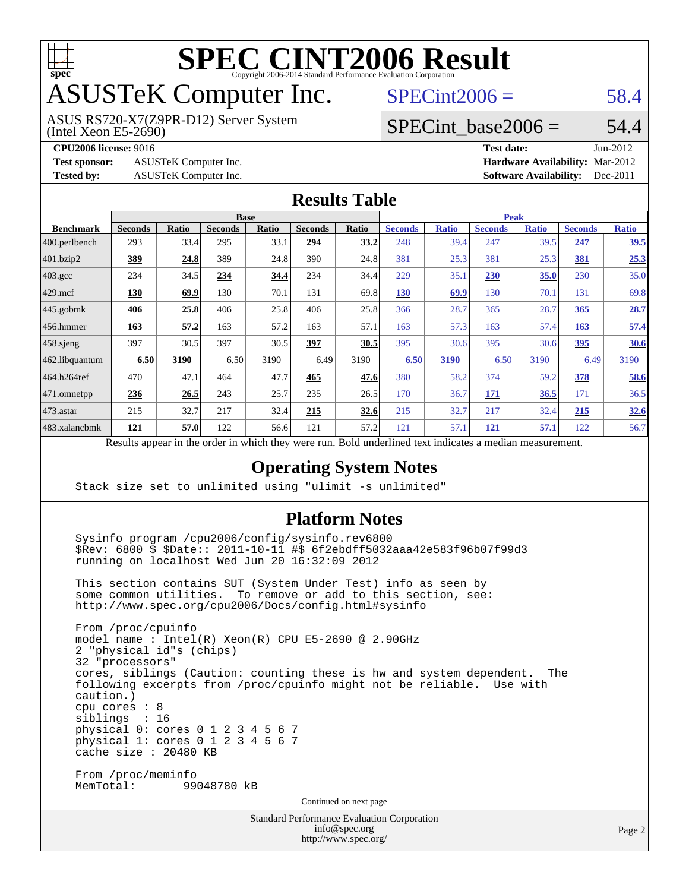# SPEC CINT2006 Result

Copyright 2006-2014 Standard Performance Evaluation Corporation

# ASUSTeK Computer Inc.

ASUS RS720-X7(Z9PR-D12) Server System (Intel Xeon E5-2690)

SPECint2006 = 58.4

SPECint_base2006 = 54.4

**CPU2006 license:** 9016

**Test sponsor:** ASUSTeK Computer Inc.

**Tested by:** ASUSTeK Computer Inc.

**Test date:** Jun-2012

**Hardware Availability:** Mar-2012

**Software Availability:** Dec-2011

## Results Table

| | Base | | | | | | Peak | | | | | |
|---|---|---|---|---|---|---|---|---|---|---|---|---|
| **Benchmark** | **Seconds** | **Ratio** | **Seconds** | **Ratio** | **Seconds** | **Ratio** | **Seconds** | **Ratio** | **Seconds** | **Ratio** | **Seconds** | **Ratio** |
| 400.perlbench | 293 | 33.4 | 295 | 33.1 | **294** | **33.2** | 248 | 39.4 | 247 | 39.5 | **247** | **39.5** |
| 401.bzip2 | **389** | **24.8** | 389 | 24.8 | 390 | 24.8 | 381 | 25.3 | 381 | 25.3 | **381** | **25.3** |
| 403.gcc | 234 | 34.5 | **234** | **34.4** | 234 | 34.4 | 229 | 35.1 | **230** | **35.0** | 230 | 35.0 |
| 429.mcf | **130** | **69.9** | 130 | 70.1 | 131 | 69.8 | **130** | **69.9** | 130 | 70.1 | 131 | 69.8 |
| 445.gobmk | **406** | **25.8** | 406 | 25.8 | 406 | 25.8 | 366 | 28.7 | 365 | 28.7 | **365** | **28.7** |
| 456.hmmer | **163** | **57.2** | 163 | 57.2 | 163 | 57.1 | 163 | 57.3 | 163 | 57.4 | **163** | **57.4** |
| 458.sjeng | 397 | 30.5 | 397 | 30.5 | **397** | **30.5** | 395 | 30.6 | 395 | 30.6 | **395** | **30.6** |
| 462.libquantum | **6.50** | **3190** | 6.50 | 3190 | 6.49 | 3190 | **6.50** | **3190** | 6.50 | 3190 | 6.49 | 3190 |
| 464.h264ref | 470 | 47.1 | 464 | 47.7 | **465** | **47.6** | 380 | 58.2 | 374 | 59.2 | **378** | **58.6** |
| 471.omnetpp | **236** | **26.5** | 243 | 25.7 | 235 | 26.5 | 170 | 36.7 | **171** | **36.5** | 171 | 36.5 |
| 473.astar | 215 | 32.7 | 217 | 32.4 | **215** | **32.6** | 215 | 32.7 | 217 | 32.4 | **215** | **32.6** |
| 483.xalancbmk | **121** | **57.0** | 122 | 56.6 | 121 | 57.2 | 121 | 57.1 | **121** | **57.1** | 122 | 56.7 |

Results appear in the order in which they were run. Bold underlined text indicates a median measurement.

## Operating System Notes

```
Stack size set to unlimited using "ulimit -s unlimited"
```

## Platform Notes

```
Sysinfo program /cpu2006/config/sysinfo.rev6800
$Rev: 6800 $ $Date:: 2011-10-11 #$ 6f2ebdff5032aaa42e583f96b07f99d3
running on localhost Wed Jun 20 16:32:09 2012

This section contains SUT (System Under Test) info as seen by
some common utilities.  To remove or add to this section, see:
http://www.spec.org/cpu2006/Docs/config.html#sysinfo

From /proc/cpuinfo
model name : Intel(R) Xeon(R) CPU E5-2690 @ 2.90GHz
2 "physical id"s (chips)
32 "processors"
cores, siblings (Caution: counting these is hw and system dependent.  The
following excerpts from /proc/cpuinfo might not be reliable.  Use with
caution.)
cpu cores : 8
siblings  : 16
physical 0: cores 0 1 2 3 4 5 6 7
physical 1: cores 0 1 2 3 4 5 6 7
cache size : 20480 KB

From /proc/meminfo
MemTotal:       99048780 kB
```

Continued on next page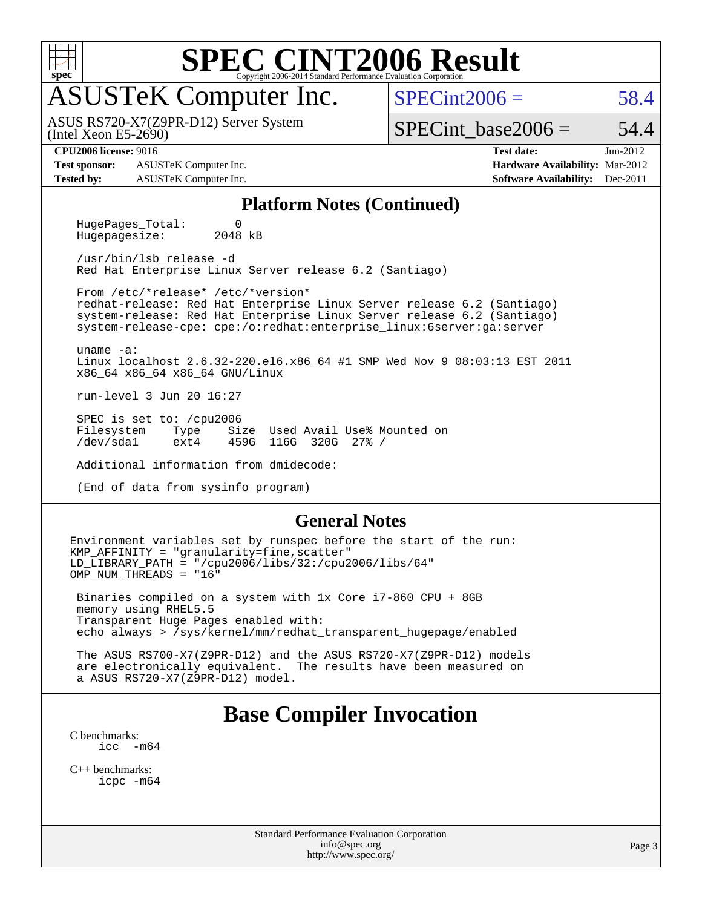# SPEC CINT2006 Result

Copyright 2006-2014 Standard Performance Evaluation Corporation

## ASUSTeK Computer Inc.

ASUS RS720-X7(Z9PR-D12) Server System
(Intel Xeon E5-2690)

SPECint2006 = 58.4

SPECint_base2006 = 54.4

| | | | |
|---|---|---|---|
| **CPU2006 license:** 9016 | | **Test date:** | Jun-2012 |
| **Test sponsor:** | ASUSTeK Computer Inc. | **Hardware Availability:** | Mar-2012 |
| **Tested by:** | ASUSTeK Computer Inc. | **Software Availability:** | Dec-2011 |

## Platform Notes (Continued)

```
HugePages_Total:       0
Hugepagesize:       2048 kB

/usr/bin/lsb_release -d
Red Hat Enterprise Linux Server release 6.2 (Santiago)

From /etc/*release* /etc/*version*
redhat-release: Red Hat Enterprise Linux Server release 6.2 (Santiago)
system-release: Red Hat Enterprise Linux Server release 6.2 (Santiago)
system-release-cpe: cpe:/o:redhat:enterprise_linux:6server:ga:server

uname -a:
Linux localhost 2.6.32-220.el6.x86_64 #1 SMP Wed Nov 9 08:03:13 EST 2011
x86_64 x86_64 x86_64 GNU/Linux

run-level 3 Jun 20 16:27

SPEC is set to: /cpu2006
Filesystem    Type    Size  Used Avail Use% Mounted on
/dev/sda1     ext4    459G  116G  320G  27% /

Additional information from dmidecode:

(End of data from sysinfo program)
```

## General Notes

```
Environment variables set by runspec before the start of the run:
KMP_AFFINITY = "granularity=fine,scatter"
LD_LIBRARY_PATH = "/cpu2006/libs/32:/cpu2006/libs/64"
OMP_NUM_THREADS = "16"

 Binaries compiled on a system with 1x Core i7-860 CPU + 8GB
 memory using RHEL5.5
 Transparent Huge Pages enabled with:
 echo always > /sys/kernel/mm/redhat_transparent_hugepage/enabled

 The ASUS RS700-X7(Z9PR-D12) and the ASUS RS720-X7(Z9PR-D12) models
 are electronically equivalent.  The results have been measured on
 a ASUS RS720-X7(Z9PR-D12) model.
```

## Base Compiler Invocation

C benchmarks:
icc -m64

C++ benchmarks:
icpc -m64

Standard Performance Evaluation Corporation
info@spec.org
http://www.spec.org/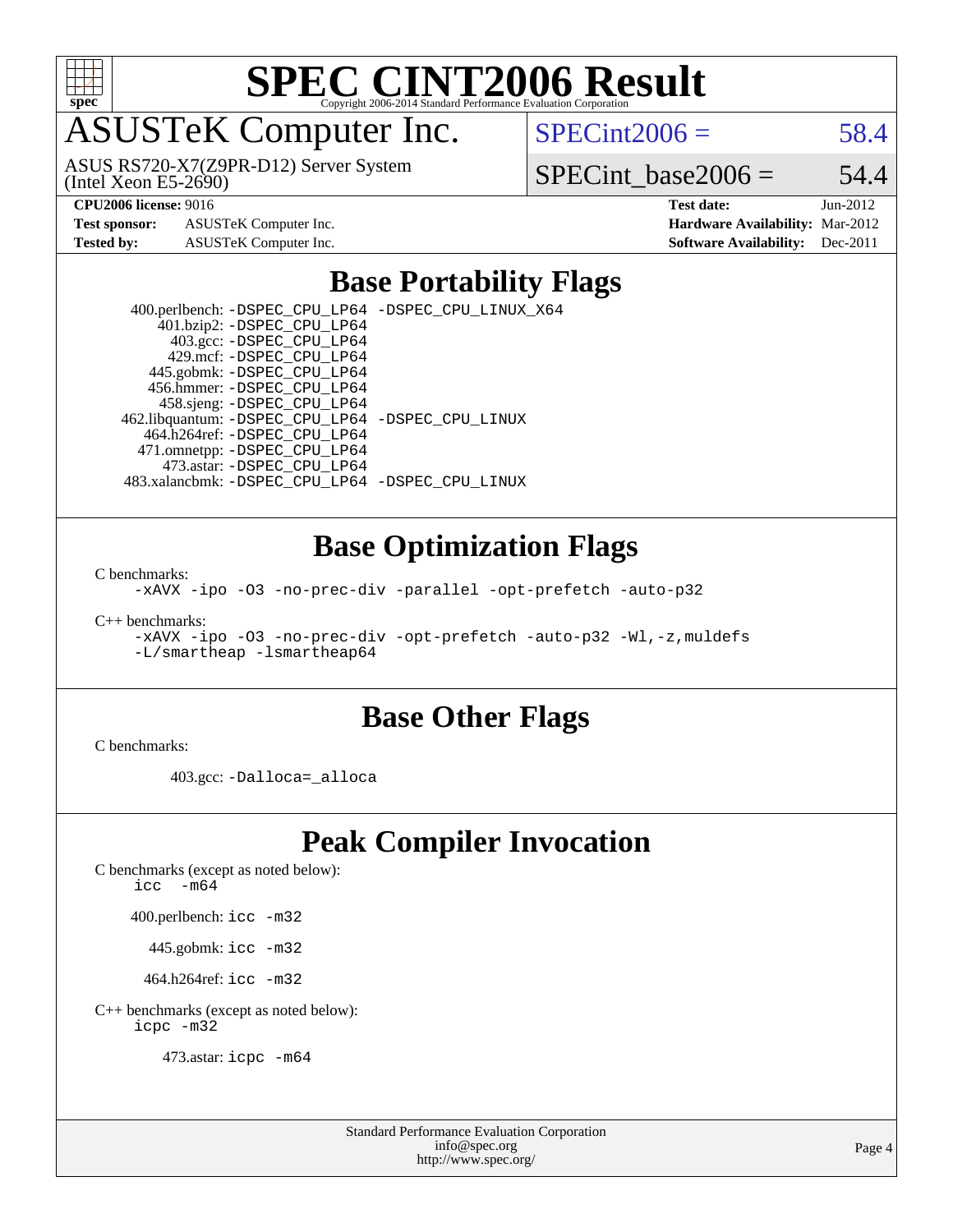# SPEC CINT2006 Result

Copyright 2006-2014 Standard Performance Evaluation Corporation

## ASUSTeK Computer Inc.

ASUS RS720-X7(Z9PR-D12) Server System
(Intel Xeon E5-2690)

SPECint2006 = 58.4

SPECint_base2006 = 54.4

| | | | |
|---|---|---|---|
| **CPU2006 license:** 9016 | | **Test date:** | Jun-2012 |
| **Test sponsor:** | ASUSTeK Computer Inc. | **Hardware Availability:** | Mar-2012 |
| **Tested by:** | ASUSTeK Computer Inc. | **Software Availability:** | Dec-2011 |

## Base Portability Flags

400.perlbench: `-DSPEC_CPU_LP64 -DSPEC_CPU_LINUX_X64`
401.bzip2: `-DSPEC_CPU_LP64`
403.gcc: `-DSPEC_CPU_LP64`
429.mcf: `-DSPEC_CPU_LP64`
445.gobmk: `-DSPEC_CPU_LP64`
456.hmmer: `-DSPEC_CPU_LP64`
458.sjeng: `-DSPEC_CPU_LP64`
462.libquantum: `-DSPEC_CPU_LP64 -DSPEC_CPU_LINUX`
464.h264ref: `-DSPEC_CPU_LP64`
471.omnetpp: `-DSPEC_CPU_LP64`
473.astar: `-DSPEC_CPU_LP64`
483.xalancbmk: `-DSPEC_CPU_LP64 -DSPEC_CPU_LINUX`

## Base Optimization Flags

C benchmarks:
`-xAVX -ipo -O3 -no-prec-div -parallel -opt-prefetch -auto-p32`

C++ benchmarks:
`-xAVX -ipo -O3 -no-prec-div -opt-prefetch -auto-p32 -Wl,-z,muldefs -L/smartheap -lsmartheap64`

## Base Other Flags

C benchmarks:

403.gcc: `-Dalloca=_alloca`

## Peak Compiler Invocation

C benchmarks (except as noted below):
`icc -m64`

400.perlbench: `icc -m32`

445.gobmk: `icc -m32`

464.h264ref: `icc -m32`

C++ benchmarks (except as noted below):
`icpc -m32`

473.astar: `icpc -m64`

Standard Performance Evaluation Corporation
info@spec.org
http://www.spec.org/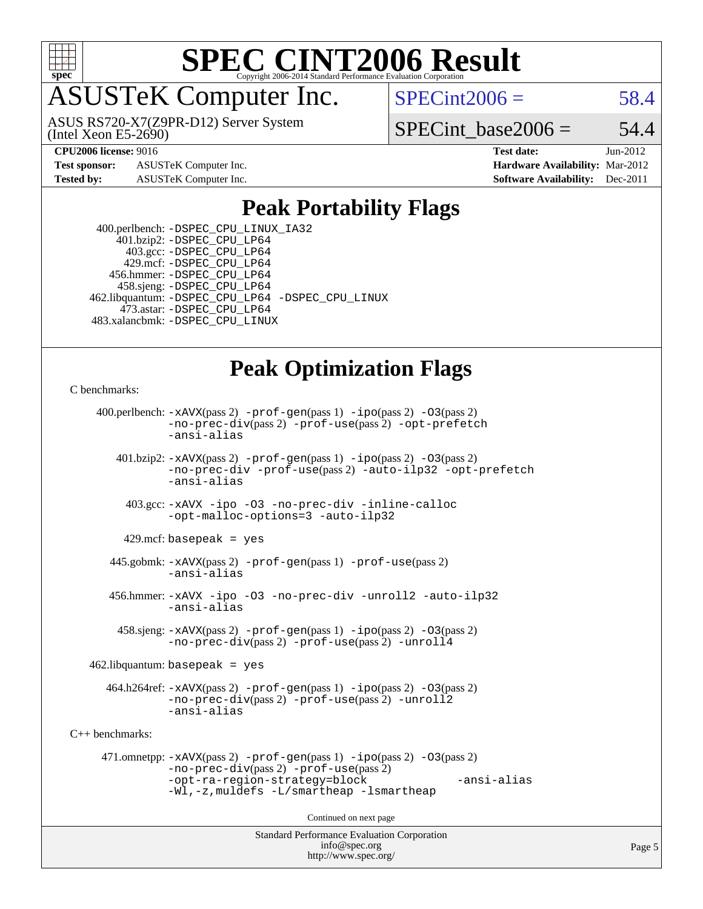# SPEC CINT2006 Result

Copyright 2006-2014 Standard Performance Evaluation Corporation

## ASUSTeK Computer Inc.

ASUS RS720-X7(Z9PR-D12) Server System (Intel Xeon E5-2690)

SPECint2006 = 58.4

SPECint_base2006 = 54.4

**CPU2006 license:** 9016
**Test sponsor:** ASUSTeK Computer Inc.
**Tested by:** ASUSTeK Computer Inc.

**Test date:** Jun-2012
**Hardware Availability:** Mar-2012
**Software Availability:** Dec-2011

## Peak Portability Flags

400.perlbench: -DSPEC_CPU_LINUX_IA32
401.bzip2: -DSPEC_CPU_LP64
403.gcc: -DSPEC_CPU_LP64
429.mcf: -DSPEC_CPU_LP64
456.hmmer: -DSPEC_CPU_LP64
458.sjeng: -DSPEC_CPU_LP64
462.libquantum: -DSPEC_CPU_LP64 -DSPEC_CPU_LINUX
473.astar: -DSPEC_CPU_LP64
483.xalancbmk: -DSPEC_CPU_LINUX

## Peak Optimization Flags

C benchmarks:

400.perlbench: -xAVX(pass 2) -prof-gen(pass 1) -ipo(pass 2) -O3(pass 2) -no-prec-div(pass 2) -prof-use(pass 2) -opt-prefetch -ansi-alias

401.bzip2: -xAVX(pass 2) -prof-gen(pass 1) -ipo(pass 2) -O3(pass 2) -no-prec-div -prof-use(pass 2) -auto-ilp32 -opt-prefetch -ansi-alias

403.gcc: -xAVX -ipo -O3 -no-prec-div -inline-calloc -opt-malloc-options=3 -auto-ilp32

429.mcf: basepeak = yes

445.gobmk: -xAVX(pass 2) -prof-gen(pass 1) -prof-use(pass 2) -ansi-alias

456.hmmer: -xAVX -ipo -O3 -no-prec-div -unroll2 -auto-ilp32 -ansi-alias

458.sjeng: -xAVX(pass 2) -prof-gen(pass 1) -ipo(pass 2) -O3(pass 2) -no-prec-div(pass 2) -prof-use(pass 2) -unroll4

462.libquantum: basepeak = yes

464.h264ref: -xAVX(pass 2) -prof-gen(pass 1) -ipo(pass 2) -O3(pass 2) -no-prec-div(pass 2) -prof-use(pass 2) -unroll2 -ansi-alias

C++ benchmarks:

471.omnetpp: -xAVX(pass 2) -prof-gen(pass 1) -ipo(pass 2) -O3(pass 2) -no-prec-div(pass 2) -prof-use(pass 2) -opt-ra-region-strategy=block -ansi-alias -Wl,-z,muldefs -L/smartheap -lsmartheap

Continued on next page

Standard Performance Evaluation Corporation
info@spec.org
http://www.spec.org/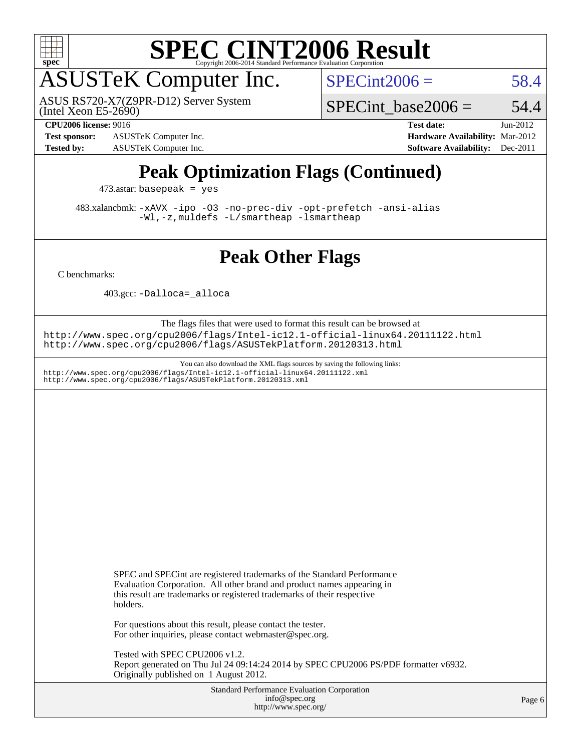# SPEC CINT2006 Result

Copyright 2006-2014 Standard Performance Evaluation Corporation

## ASUSTeK Computer Inc.

ASUS RS720-X7(Z9PR-D12) Server System (Intel Xeon E5-2690)

SPECint2006 = 58.4

SPECint_base2006 = 54.4

**CPU2006 license:** 9016
**Test sponsor:** ASUSTeK Computer Inc.
**Tested by:** ASUSTeK Computer Inc.

**Test date:** Jun-2012
**Hardware Availability:** Mar-2012
**Software Availability:** Dec-2011

## Peak Optimization Flags (Continued)

473.astar: basepeak = yes

483.xalancbmk: -xAVX -ipo -O3 -no-prec-div -opt-prefetch -ansi-alias -Wl,-z,muldefs -L/smartheap -lsmartheap

## Peak Other Flags

C benchmarks:

403.gcc: -Dalloca=_alloca

The flags files that were used to format this result can be browsed at
http://www.spec.org/cpu2006/flags/Intel-ic12.1-official-linux64.20111122.html
http://www.spec.org/cpu2006/flags/ASUSTekPlatform.20120313.html

You can also download the XML flags sources by saving the following links:
http://www.spec.org/cpu2006/flags/Intel-ic12.1-official-linux64.20111122.xml
http://www.spec.org/cpu2006/flags/ASUSTekPlatform.20120313.xml

SPEC and SPECint are registered trademarks of the Standard Performance Evaluation Corporation. All other brand and product names appearing in this result are trademarks or registered trademarks of their respective holders.

For questions about this result, please contact the tester.
For other inquiries, please contact webmaster@spec.org.

Tested with SPEC CPU2006 v1.2.
Report generated on Thu Jul 24 09:14:24 2014 by SPEC CPU2006 PS/PDF formatter v6932.
Originally published on 1 August 2012.

Standard Performance Evaluation Corporation
info@spec.org
http://www.spec.org/